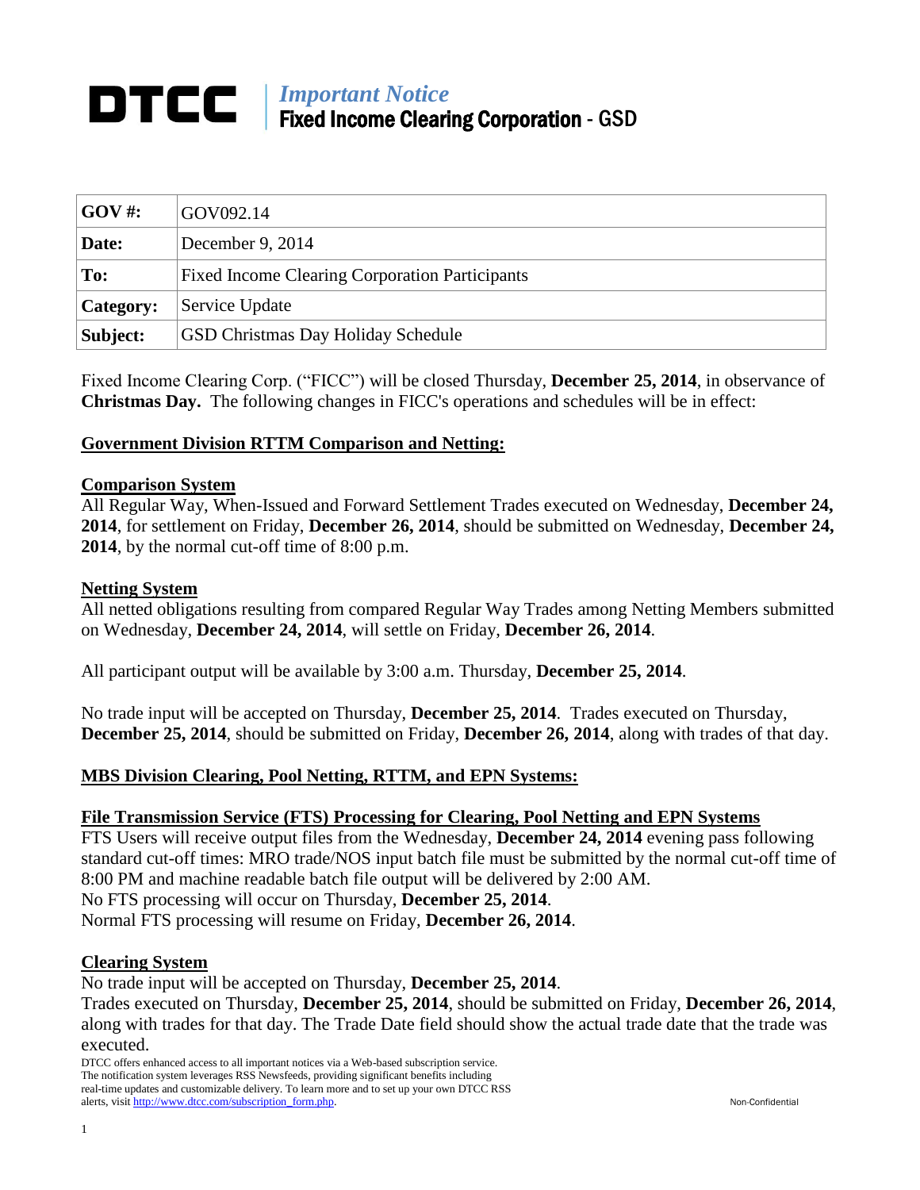# DTCC | *Important Notice*
## Fixed Income Clearing Corporation - GSD

| **GOV #:** | GOV092.14 |
|---|---|
| **Date:** | December 9, 2014 |
| **To:** | Fixed Income Clearing Corporation Participants |
| **Category:** | Service Update |
| **Subject:** | GSD Christmas Day Holiday Schedule |

Fixed Income Clearing Corp. ("FICC") will be closed Thursday, **December 25, 2014**, in observance of **Christmas Day.** The following changes in FICC's operations and schedules will be in effect:

### Government Division RTTM Comparison and Netting:

#### Comparison System

All Regular Way, When-Issued and Forward Settlement Trades executed on Wednesday, **December 24, 2014**, for settlement on Friday, **December 26, 2014**, should be submitted on Wednesday, **December 24, 2014**, by the normal cut-off time of 8:00 p.m.

#### Netting System

All netted obligations resulting from compared Regular Way Trades among Netting Members submitted on Wednesday, **December 24, 2014**, will settle on Friday, **December 26, 2014**.

All participant output will be available by 3:00 a.m. Thursday, **December 25, 2014**.

No trade input will be accepted on Thursday, **December 25, 2014**. Trades executed on Thursday, **December 25, 2014**, should be submitted on Friday, **December 26, 2014**, along with trades of that day.

### MBS Division Clearing, Pool Netting, RTTM, and EPN Systems:

#### File Transmission Service (FTS) Processing for Clearing, Pool Netting and EPN Systems

FTS Users will receive output files from the Wednesday, **December 24, 2014** evening pass following standard cut-off times: MRO trade/NOS input batch file must be submitted by the normal cut-off time of 8:00 PM and machine readable batch file output will be delivered by 2:00 AM.
No FTS processing will occur on Thursday, **December 25, 2014**.
Normal FTS processing will resume on Friday, **December 26, 2014**.

#### Clearing System

No trade input will be accepted on Thursday, **December 25, 2014**.
Trades executed on Thursday, **December 25, 2014**, should be submitted on Friday, **December 26, 2014**, along with trades for that day. The Trade Date field should show the actual trade date that the trade was executed.

DTCC offers enhanced access to all important notices via a Web-based subscription service. The notification system leverages RSS Newsfeeds, providing significant benefits including real-time updates and customizable delivery. To learn more and to set up your own DTCC RSS alerts, visit http://www.dtcc.com/subscription_form.php.

Non-Confidential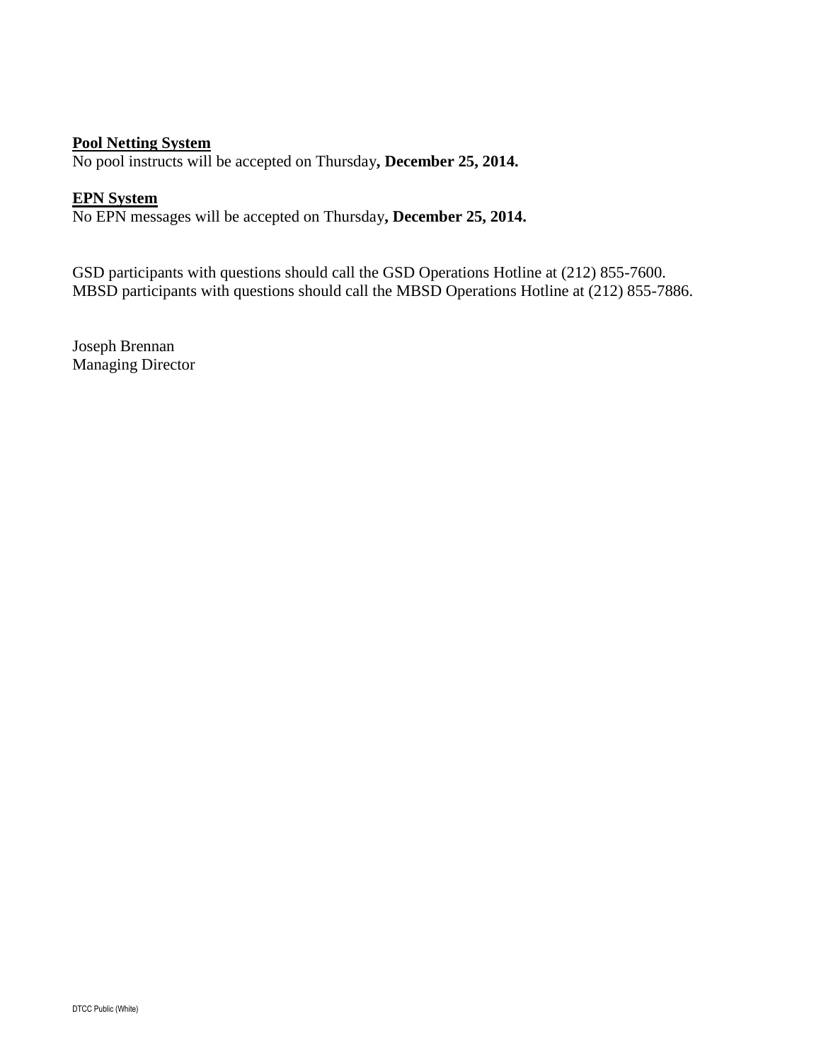**Pool Netting System**

No pool instructs will be accepted on Thursday**, December 25, 2014.**

**EPN System**

No EPN messages will be accepted on Thursday**, December 25, 2014.**

GSD participants with questions should call the GSD Operations Hotline at (212) 855-7600.
MBSD participants with questions should call the MBSD Operations Hotline at (212) 855-7886.

Joseph Brennan
Managing Director